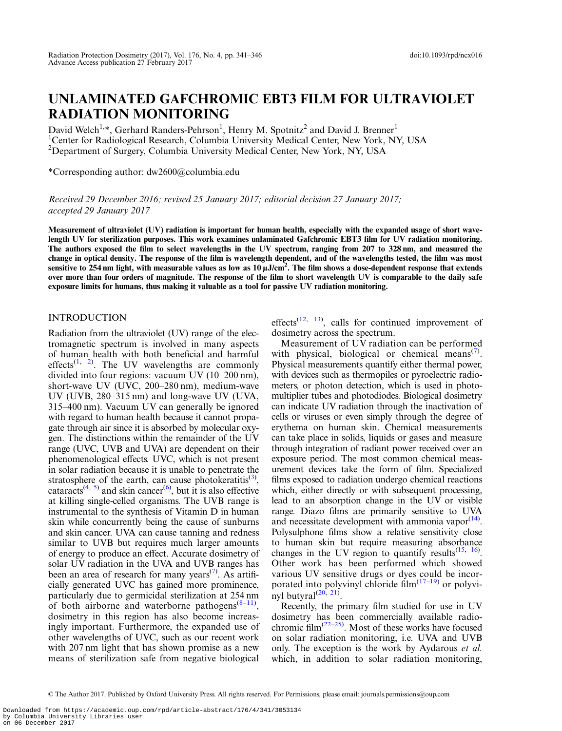# UNLAMINATED GAFCHROMIC EBT3 FILM FOR ULTRAVIOLET RADIATION MONITORING

David Welch[1,*], Gerhard Randers-Pehrson[1], Henry M. Spotnitz[2] and David J. Brenner[1]

[1]Center for Radiological Research, Columbia University Medical Center, New York, NY, USA
[2]Department of Surgery, Columbia University Medical Center, New York, NY, USA

*Corresponding author: dw2600@columbia.edu

*Received 29 December 2016; revised 25 January 2017; editorial decision 27 January 2017; accepted 29 January 2017*

**Measurement of ultraviolet (UV) radiation is important for human health, especially with the expanded usage of short wavelength UV for sterilization purposes. This work examines unlaminated Gafchromic EBT3 film for UV radiation monitoring. The authors exposed the film to select wavelengths in the UV spectrum, ranging from 207 to 328 nm, and measured the change in optical density. The response of the film is wavelength dependent, and of the wavelengths tested, the film was most sensitive to 254 nm light, with measurable values as low as 10 µJ/cm$^2$. The film shows a dose-dependent response that extends over more than four orders of magnitude. The response of the film to short wavelength UV is comparable to the daily safe exposure limits for humans, thus making it valuable as a tool for passive UV radiation monitoring.**

## INTRODUCTION

Radiation from the ultraviolet (UV) range of the electromagnetic spectrum is involved in many aspects of human health with both beneficial and harmful effects[1, 2]. The UV wavelengths are commonly divided into four regions: vacuum UV (10–200 nm), short-wave UV (UVC, 200–280 nm), medium-wave UV (UVB, 280–315 nm) and long-wave UV (UVA, 315–400 nm). Vacuum UV can generally be ignored with regard to human health because it cannot propagate through air since it is absorbed by molecular oxygen. The distinctions within the remainder of the UV range (UVC, UVB and UVA) are dependent on their phenomenological effects. UVC, which is not present in solar radiation because it is unable to penetrate the stratosphere of the earth, can cause photokeratitis[3], cataracts[4, 5] and skin cancer[6], but it is also effective at killing single-celled organisms. The UVB range is instrumental to the synthesis of Vitamin D in human skin while concurrently being the cause of sunburns and skin cancer. UVA can cause tanning and redness similar to UVB but requires much larger amounts of energy to produce an effect. Accurate dosimetry of solar UV radiation in the UVA and UVB ranges has been an area of research for many years[7]. As artificially generated UVC has gained more prominence, particularly due to germicidal sterilization at 254 nm of both airborne and waterborne pathogens[8–11], dosimetry in this region has also become increasingly important. Furthermore, the expanded use of other wavelengths of UVC, such as our recent work with 207 nm light that has shown promise as a new means of sterilization safe from negative biological effects[12, 13], calls for continued improvement of dosimetry across the spectrum.

Measurement of UV radiation can be performed with physical, biological or chemical means[7]. Physical measurements quantify either thermal power, with devices such as thermopiles or pyroelectric radiometers, or photon detection, which is used in photomultiplier tubes and photodiodes. Biological dosimetry can indicate UV radiation through the inactivation of cells or viruses or even simply through the degree of erythema on human skin. Chemical measurements can take place in solids, liquids or gases and measure through integration of radiant power received over an exposure period. The most common chemical measurement devices take the form of film. Specialized films exposed to radiation undergo chemical reactions which, either directly or with subsequent processing, lead to an absorption change in the UV or visible range. Diazo films are primarily sensitive to UVA and necessitate development with ammonia vapor[14]. Polysulphone films show a relative sensitivity close to human skin but require measuring absorbance changes in the UV region to quantify results[15, 16]. Other work has been performed which showed various UV sensitive drugs or dyes could be incorporated into polyvinyl chloride film[17–19] or polyvinyl butyral[20, 21].

Recently, the primary film studied for use in UV dosimetry has been commercially available radiochromic film[22–25]. Most of these works have focused on solar radiation monitoring, i.e. UVA and UVB only. The exception is the work by Aydarous *et al.* which, in addition to solar radiation monitoring,

© The Author 2017. Published by Oxford University Press. All rights reserved. For Permissions, please email: journals.permissions@oup.com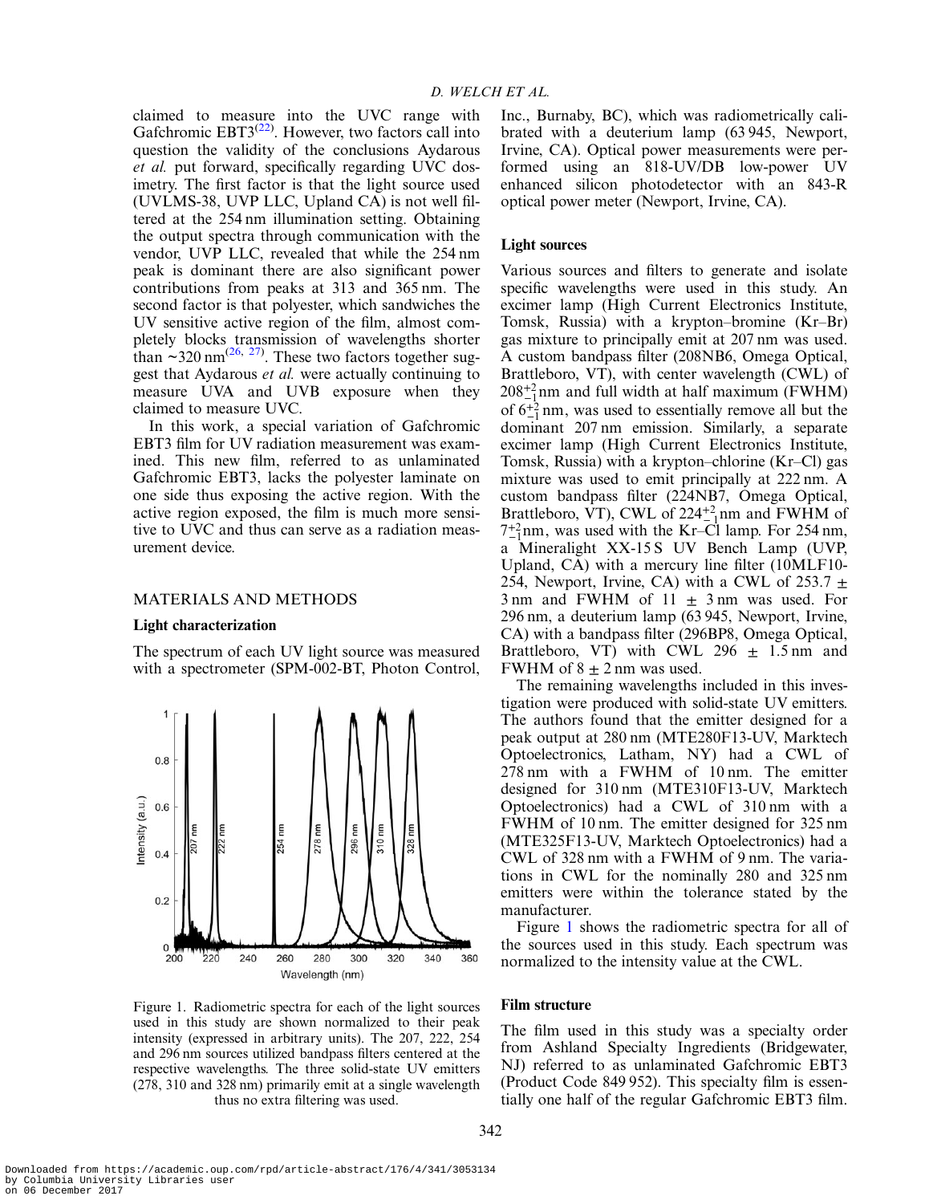claimed to measure into the UVC range with Gafchromic EBT3[22]. However, two factors call into question the validity of the conclusions Aydarous *et al.* put forward, specifically regarding UVC dosimetry. The first factor is that the light source used (UVLMS-38, UVP LLC, Upland CA) is not well filtered at the 254 nm illumination setting. Obtaining the output spectra through communication with the vendor, UVP LLC, revealed that while the 254 nm peak is dominant there are also significant power contributions from peaks at 313 and 365 nm. The second factor is that polyester, which sandwiches the UV sensitive active region of the film, almost completely blocks transmission of wavelengths shorter than ~320 nm[26, 27]. These two factors together suggest that Aydarous *et al.* were actually continuing to measure UVA and UVB exposure when they claimed to measure UVC.

In this work, a special variation of Gafchromic EBT3 film for UV radiation measurement was examined. This new film, referred to as unlaminated Gafchromic EBT3, lacks the polyester laminate on one side thus exposing the active region. With the active region exposed, the film is much more sensitive to UVC and thus can serve as a radiation measurement device.

## MATERIALS AND METHODS

### Light characterization

The spectrum of each UV light source was measured with a spectrometer (SPM-002-BT, Photon Control, Inc., Burnaby, BC), which was radiometrically calibrated with a deuterium lamp (63 945, Newport, Irvine, CA). Optical power measurements were performed using an 818-UV/DB low-power UV enhanced silicon photodetector with an 843-R optical power meter (Newport, Irvine, CA).

Figure 1. Radiometric spectra for each of the light sources used in this study are shown normalized to their peak intensity (expressed in arbitrary units). The 207, 222, 254 and 296 nm sources utilized bandpass filters centered at the respective wavelengths. The three solid-state UV emitters (278, 310 and 328 nm) primarily emit at a single wavelength thus no extra filtering was used.

### Light sources

Various sources and filters to generate and isolate specific wavelengths were used in this study. An excimer lamp (High Current Electronics Institute, Tomsk, Russia) with a krypton–bromine (Kr–Br) gas mixture to principally emit at 207 nm was used. A custom bandpass filter (208NB6, Omega Optical, Brattleboro, VT), with center wavelength (CWL) of $208^{+2}_{-1}$ nm and full width at half maximum (FWHM) of $6^{+2}_{-1}$ nm, was used to essentially remove all but the dominant 207 nm emission. Similarly, a separate excimer lamp (High Current Electronics Institute, Tomsk, Russia) with a krypton–chlorine (Kr–Cl) gas mixture was used to emit principally at 222 nm. A custom bandpass filter (224NB7, Omega Optical, Brattleboro, VT), CWL of $224^{+2}_{-1}$ nm and FWHM of $7^{+2}_{-1}$ nm, was used with the Kr–Cl lamp. For 254 nm, a Mineralight XX-15 S UV Bench Lamp (UVP, Upland, CA) with a mercury line filter (10MLF10-254, Newport, Irvine, CA) with a CWL of $253.7 \pm 3$ nm and FWHM of $11 \pm 3$ nm was used. For 296 nm, a deuterium lamp (63 945, Newport, Irvine, CA) with a bandpass filter (296BP8, Omega Optical, Brattleboro, VT) with CWL $296 \pm 1.5$ nm and FWHM of $8 \pm 2$ nm was used.

The remaining wavelengths included in this investigation were produced with solid-state UV emitters. The authors found that the emitter designed for a peak output at 280 nm (MTE280F13-UV, Marktech Optoelectronics, Latham, NY) had a CWL of 278 nm with a FWHM of 10 nm. The emitter designed for 310 nm (MTE310F13-UV, Marktech Optoelectronics) had a CWL of 310 nm with a FWHM of 10 nm. The emitter designed for 325 nm (MTE325F13-UV, Marktech Optoelectronics) had a CWL of 328 nm with a FWHM of 9 nm. The variations in CWL for the nominally 280 and 325 nm emitters were within the tolerance stated by the manufacturer.

Figure 1 shows the radiometric spectra for all of the sources used in this study. Each spectrum was normalized to the intensity value at the CWL.

### Film structure

The film used in this study was a specialty order from Ashland Specialty Ingredients (Bridgewater, NJ) referred to as unlaminated Gafchromic EBT3 (Product Code 849 952). This specialty film is essentially one half of the regular Gafchromic EBT3 film.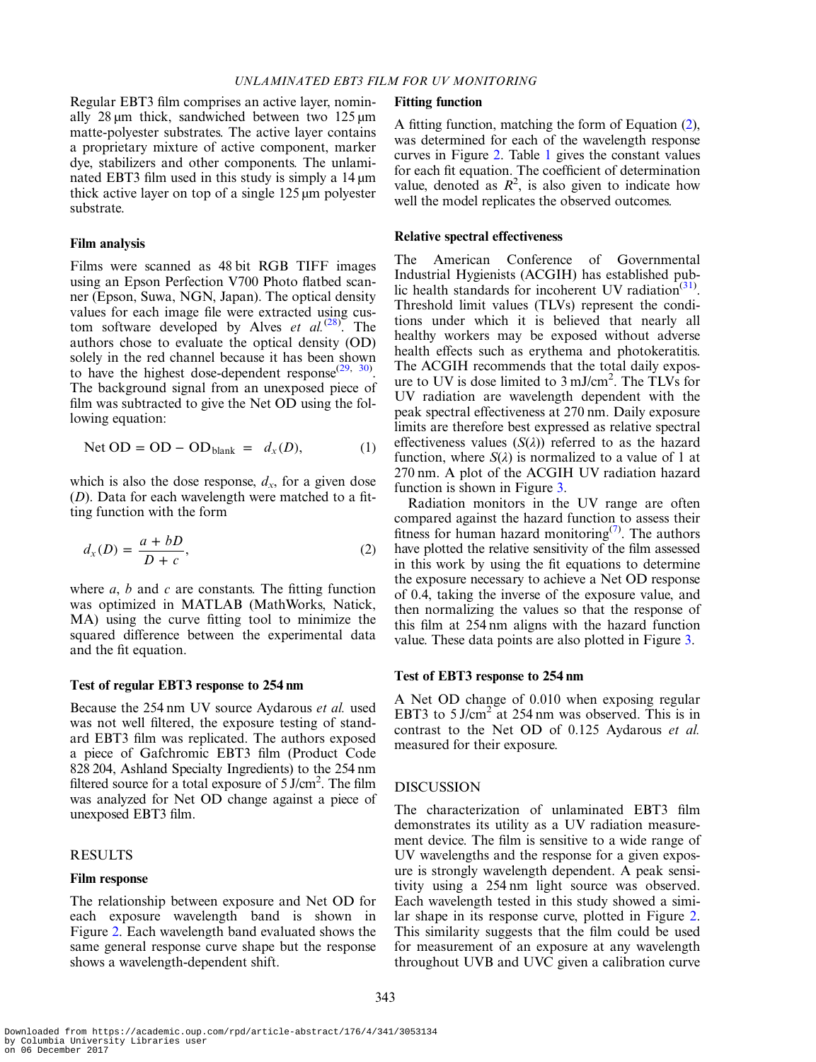Regular EBT3 film comprises an active layer, nominally 28 µm thick, sandwiched between two 125 µm matte-polyester substrates. The active layer contains a proprietary mixture of active component, marker dye, stabilizers and other components. The unlaminated EBT3 film used in this study is simply a 14 µm thick active layer on top of a single 125 µm polyester substrate.

### Film analysis

Films were scanned as 48 bit RGB TIFF images using an Epson Perfection V700 Photo flatbed scanner (Epson, Suwa, NGN, Japan). The optical density values for each image file were extracted using custom software developed by Alves *et al.*[28]. The authors chose to evaluate the optical density (OD) solely in the red channel because it has been shown to have the highest dose-dependent response[29, 30]. The background signal from an unexposed piece of film was subtracted to give the Net OD using the following equation:

$$\text{Net OD} = \text{OD} - \text{OD}_{\text{blank}} = d_x(D), \tag{1}$$

which is also the dose response, $d_x$, for a given dose ($D$). Data for each wavelength were matched to a fitting function with the form

$$d_x(D) = \frac{a + bD}{D + c}, \tag{2}$$

where $a$, $b$ and $c$ are constants. The fitting function was optimized in MATLAB (MathWorks, Natick, MA) using the curve fitting tool to minimize the squared difference between the experimental data and the fit equation.

### Test of regular EBT3 response to 254 nm

Because the 254 nm UV source Aydarous *et al.* used was not well filtered, the exposure testing of standard EBT3 film was replicated. The authors exposed a piece of Gafchromic EBT3 film (Product Code 828 204, Ashland Specialty Ingredients) to the 254 nm filtered source for a total exposure of 5 J/cm$^2$. The film was analyzed for Net OD change against a piece of unexposed EBT3 film.

## RESULTS

### Film response

The relationship between exposure and Net OD for each exposure wavelength band is shown in Figure 2. Each wavelength band evaluated shows the same general response curve shape but the response shows a wavelength-dependent shift.

### Fitting function

A fitting function, matching the form of Equation (2), was determined for each of the wavelength response curves in Figure 2. Table 1 gives the constant values for each fit equation. The coefficient of determination value, denoted as $R^2$, is also given to indicate how well the model replicates the observed outcomes.

### Relative spectral effectiveness

The American Conference of Governmental Industrial Hygienists (ACGIH) has established public health standards for incoherent UV radiation[31]. Threshold limit values (TLVs) represent the conditions under which it is believed that nearly all healthy workers may be exposed without adverse health effects such as erythema and photokeratitis. The ACGIH recommends that the total daily exposure to UV is dose limited to 3 mJ/cm$^2$. The TLVs for UV radiation are wavelength dependent with the peak spectral effectiveness at 270 nm. Daily exposure limits are therefore best expressed as relative spectral effectiveness values ($S(\lambda)$) referred to as the hazard function, where $S(\lambda)$ is normalized to a value of 1 at 270 nm. A plot of the ACGIH UV radiation hazard function is shown in Figure 3.

Radiation monitors in the UV range are often compared against the hazard function to assess their fitness for human hazard monitoring[7]. The authors have plotted the relative sensitivity of the film assessed in this work by using the fit equations to determine the exposure necessary to achieve a Net OD response of 0.4, taking the inverse of the exposure value, and then normalizing the values so that the response of this film at 254 nm aligns with the hazard function value. These data points are also plotted in Figure 3.

### Test of EBT3 response to 254 nm

A Net OD change of 0.010 when exposing regular EBT3 to 5 J/cm$^2$ at 254 nm was observed. This is in contrast to the Net OD of 0.125 Aydarous *et al.* measured for their exposure.

## DISCUSSION

The characterization of unlaminated EBT3 film demonstrates its utility as a UV radiation measurement device. The film is sensitive to a wide range of UV wavelengths and the response for a given exposure is strongly wavelength dependent. A peak sensitivity using a 254 nm light source was observed. Each wavelength tested in this study showed a similar shape in its response curve, plotted in Figure 2. This similarity suggests that the film could be used for measurement of an exposure at any wavelength throughout UVB and UVC given a calibration curve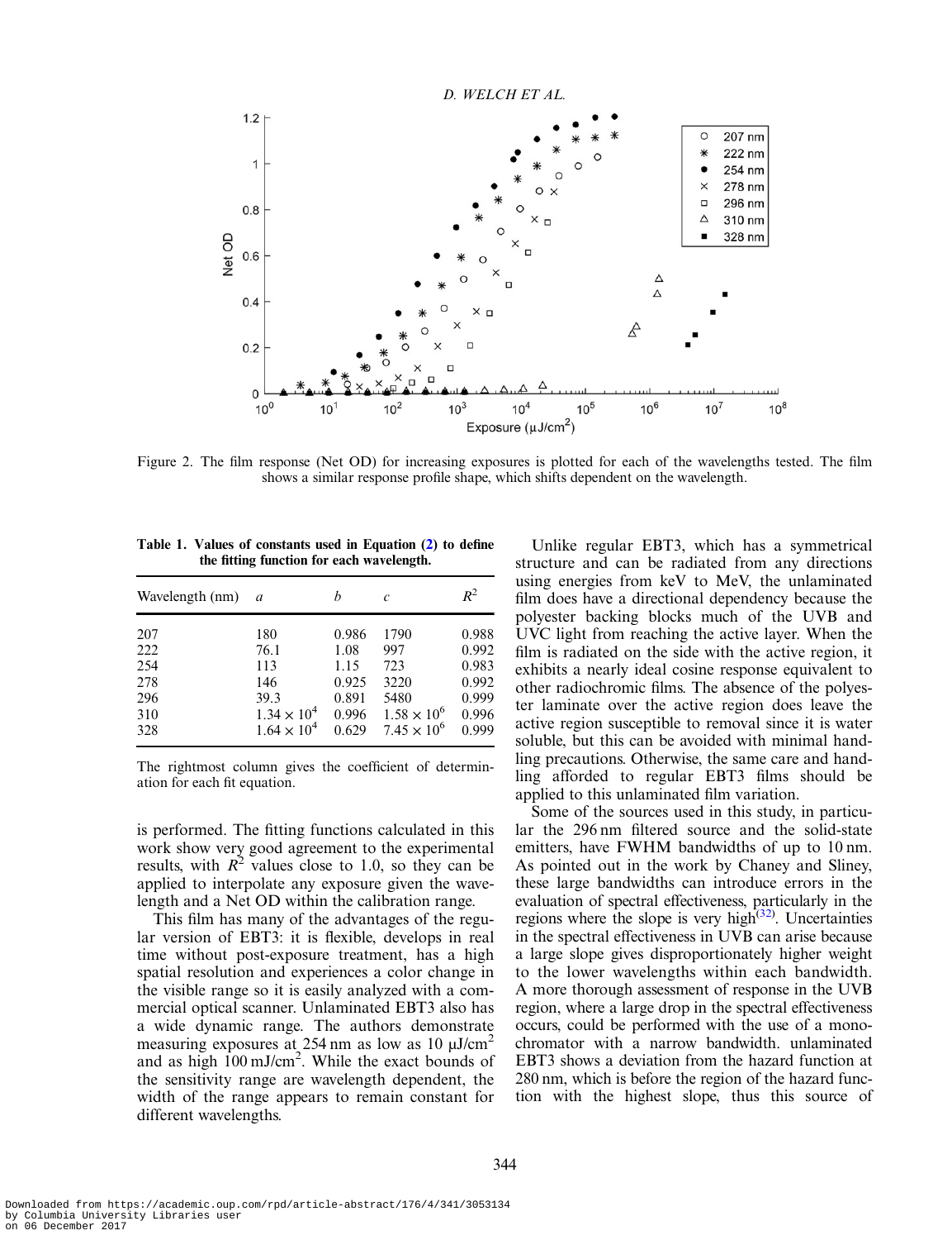Figure 2. The film response (Net OD) for increasing exposures is plotted for each of the wavelengths tested. The film shows a similar response profile shape, which shifts dependent on the wavelength.

**Table 1. Values of constants used in Equation (2) to define the fitting function for each wavelength.**

| Wavelength (nm) | $a$ | $b$ | $c$ | $R^2$ |
|---|---|---|---|---|
| 207 | 180 | 0.986 | 1790 | 0.988 |
| 222 | 76.1 | 1.08 | 997 | 0.992 |
| 254 | 113 | 1.15 | 723 | 0.983 |
| 278 | 146 | 0.925 | 3220 | 0.992 |
| 296 | 39.3 | 0.891 | 5480 | 0.999 |
| 310 | $1.34 \times 10^4$ | 0.996 | $1.58 \times 10^6$ | 0.996 |
| 328 | $1.64 \times 10^4$ | 0.629 | $7.45 \times 10^6$ | 0.999 |

The rightmost column gives the coefficient of determination for each fit equation.

is performed. The fitting functions calculated in this work show very good agreement to the experimental results, with $R^2$ values close to 1.0, so they can be applied to interpolate any exposure given the wavelength and a Net OD within the calibration range.

This film has many of the advantages of the regular version of EBT3: it is flexible, develops in real time without post-exposure treatment, has a high spatial resolution and experiences a color change in the visible range so it is easily analyzed with a commercial optical scanner. Unlaminated EBT3 also has a wide dynamic range. The authors demonstrate measuring exposures at 254 nm as low as 10 μJ/cm$^2$ and as high 100 mJ/cm$^2$. While the exact bounds of the sensitivity range are wavelength dependent, the width of the range appears to remain constant for different wavelengths.

Unlike regular EBT3, which has a symmetrical structure and can be radiated from any directions using energies from keV to MeV, the unlaminated film does have a directional dependency because the polyester backing blocks much of the UVB and UVC light from reaching the active layer. When the film is radiated on the side with the active region, it exhibits a nearly ideal cosine response equivalent to other radiochromic films. The absence of the polyester laminate over the active region does leave the active region susceptible to removal since it is water soluble, but this can be avoided with minimal handling precautions. Otherwise, the same care and handling afforded to regular EBT3 films should be applied to this unlaminated film variation.

Some of the sources used in this study, in particular the 296 nm filtered source and the solid-state emitters, have FWHM bandwidths of up to 10 nm. As pointed out in the work by Chaney and Sliney, these large bandwidths can introduce errors in the evaluation of spectral effectiveness, particularly in the regions where the slope is very high[32]. Uncertainties in the spectral effectiveness in UVB can arise because a large slope gives disproportionately higher weight to the lower wavelengths within each bandwidth. A more thorough assessment of response in the UVB region, where a large drop in the spectral effectiveness occurs, could be performed with the use of a monochromator with a narrow bandwidth. unlaminated EBT3 shows a deviation from the hazard function at 280 nm, which is before the region of the hazard function with the highest slope, thus this source of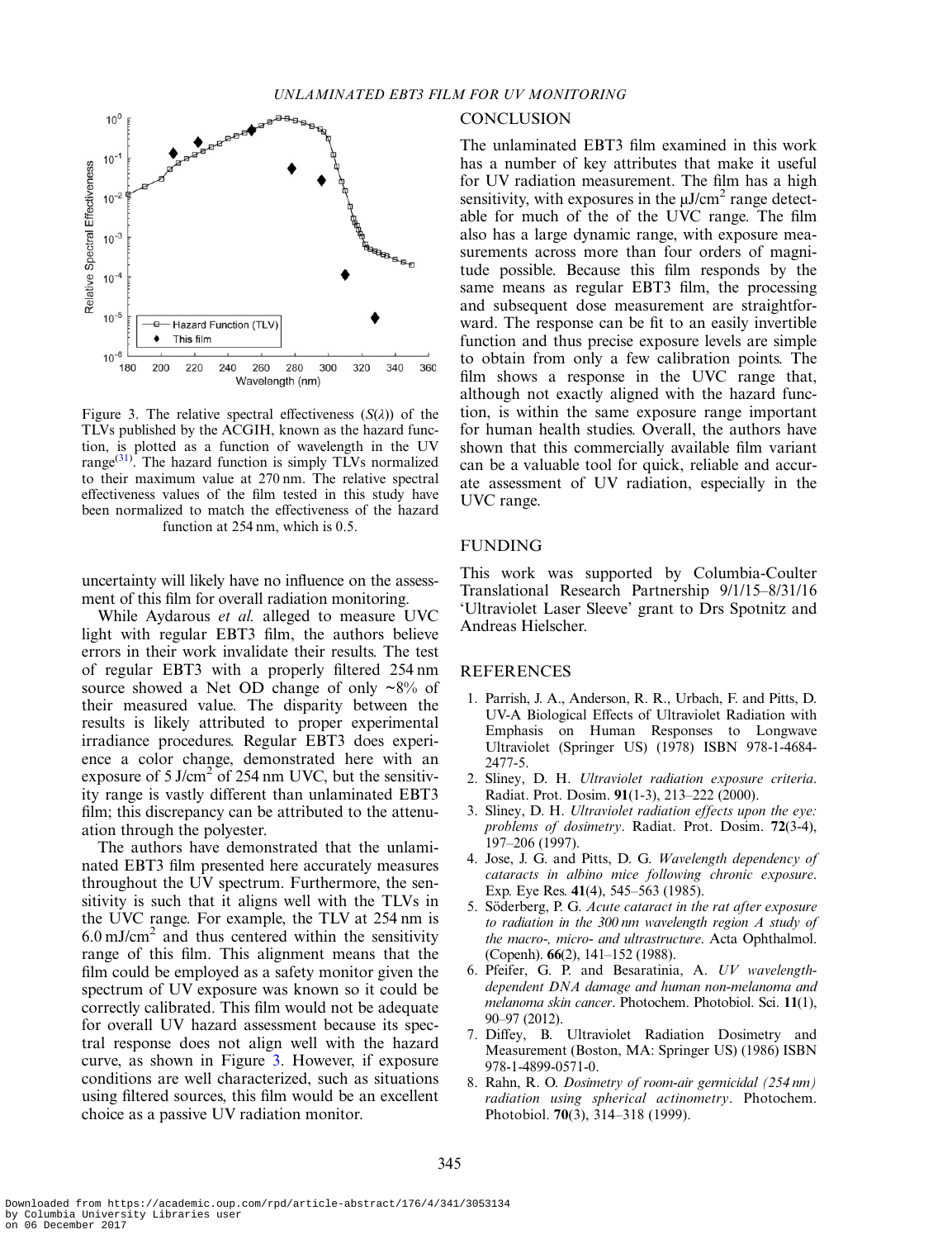Figure 3. The relative spectral effectiveness ($S(\lambda)$) of the TLVs published by the ACGIH, known as the hazard function, is plotted as a function of wavelength in the UV range[31]. The hazard function is simply TLVs normalized to their maximum value at 270 nm. The relative spectral effectiveness values of the film tested in this study have been normalized to match the effectiveness of the hazard function at 254 nm, which is 0.5.

uncertainty will likely have no influence on the assessment of this film for overall radiation monitoring.

While Aydarous *et al.* alleged to measure UVC light with regular EBT3 film, the authors believe errors in their work invalidate their results. The test of regular EBT3 with a properly filtered 254 nm source showed a Net OD change of only ~8% of their measured value. The disparity between the results is likely attributed to proper experimental irradiance procedures. Regular EBT3 does experience a color change, demonstrated here with an exposure of 5 J/cm$^2$ of 254 nm UVC, but the sensitivity range is vastly different than unlaminated EBT3 film; this discrepancy can be attributed to the attenuation through the polyester.

The authors have demonstrated that the unlaminated EBT3 film presented here accurately measures throughout the UV spectrum. Furthermore, the sensitivity is such that it aligns well with the TLVs in the UVC range. For example, the TLV at 254 nm is 6.0 mJ/cm$^2$ and thus centered within the sensitivity range of this film. This alignment means that the film could be employed as a safety monitor given the spectrum of UV exposure was known so it could be correctly calibrated. This film would not be adequate for overall UV hazard assessment because its spectral response does not align well with the hazard curve, as shown in Figure 3. However, if exposure conditions are well characterized, such as situations using filtered sources, this film would be an excellent choice as a passive UV radiation monitor.

## CONCLUSION

The unlaminated EBT3 film examined in this work has a number of key attributes that make it useful for UV radiation measurement. The film has a high sensitivity, with exposures in the μJ/cm$^2$ range detectable for much of the of the UVC range. The film also has a large dynamic range, with exposure measurements across more than four orders of magnitude possible. Because this film responds by the same means as regular EBT3 film, the processing and subsequent dose measurement are straightforward. The response can be fit to an easily invertible function and thus precise exposure levels are simple to obtain from only a few calibration points. The film shows a response in the UVC range that, although not exactly aligned with the hazard function, is within the same exposure range important for human health studies. Overall, the authors have shown that this commercially available film variant can be a valuable tool for quick, reliable and accurate assessment of UV radiation, especially in the UVC range.

## FUNDING

This work was supported by Columbia-Coulter Translational Research Partnership 9/1/15–8/31/16 'Ultraviolet Laser Sleeve' grant to Drs Spotnitz and Andreas Hielscher.

## REFERENCES

1. Parrish, J. A., Anderson, R. R., Urbach, F. and Pitts, D. UV-A Biological Effects of Ultraviolet Radiation with Emphasis on Human Responses to Longwave Ultraviolet (Springer US) (1978) ISBN 978-1-4684-2477-5.
2. Sliney, D. H. *Ultraviolet radiation exposure criteria*. Radiat. Prot. Dosim. **91**(1-3), 213–222 (2000).
3. Sliney, D. H. *Ultraviolet radiation effects upon the eye: problems of dosimetry*. Radiat. Prot. Dosim. **72**(3-4), 197–206 (1997).
4. Jose, J. G. and Pitts, D. G. *Wavelength dependency of cataracts in albino mice following chronic exposure*. Exp. Eye Res. **41**(4), 545–563 (1985).
5. Söderberg, P. G. *Acute cataract in the rat after exposure to radiation in the 300 nm wavelength region A study of the macro-, micro- and ultrastructure*. Acta Ophthalmol. (Copenh). **66**(2), 141–152 (1988).
6. Pfeifer, G. P. and Besaratinia, A. *UV wavelength-dependent DNA damage and human non-melanoma and melanoma skin cancer*. Photochem. Photobiol. Sci. **11**(1), 90–97 (2012).
7. Diffey, B. Ultraviolet Radiation Dosimetry and Measurement (Boston, MA: Springer US) (1986) ISBN 978-1-4899-0571-0.
8. Rahn, R. O. *Dosimetry of room-air germicidal (254 nm) radiation using spherical actinometry*. Photochem. Photobiol. **70**(3), 314–318 (1999).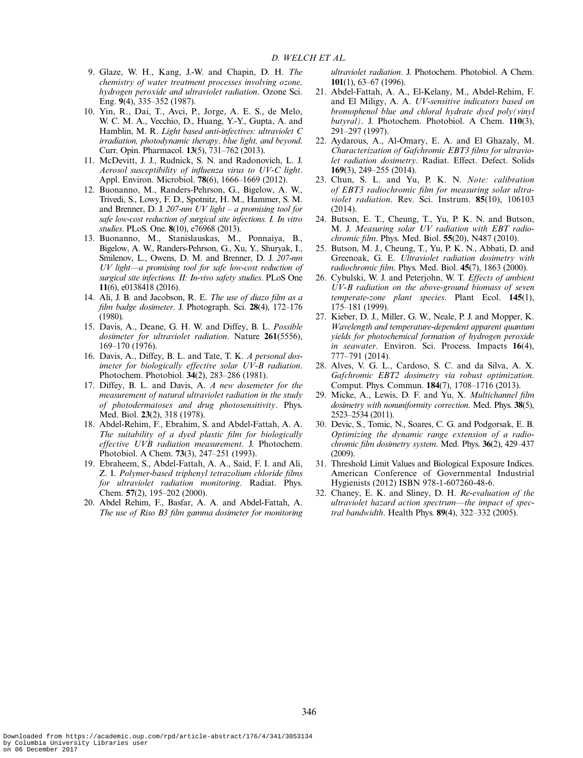9. Glaze, W. H., Kang, J.-W. and Chapin, D. H. *The chemistry of water treatment processes involving ozone, hydrogen peroxide and ultraviolet radiation*. Ozone Sci. Eng. **9**(4), 335–352 (1987).
10. Yin, R., Dai, T., Avci, P., Jorge, A. E. S., de Melo, W. C. M. A., Vecchio, D., Huang, Y.-Y., Gupta, A. and Hamblin, M. R. *Light based anti-infectives: ultraviolet C irradiation, photodynamic therapy, blue light, and beyond*. Curr. Opin. Pharmacol. **13**(5), 731–762 (2013).
11. McDevitt, J. J., Rudnick, S. N. and Radonovich, L. J. *Aerosol susceptibility of influenza virus to UV-C light*. Appl. Environ. Microbiol. **78**(6), 1666–1669 (2012).
12. Buonanno, M., Randers-Pehrson, G., Bigelow, A. W., Trivedi, S., Lowy, F. D., Spotnitz, H. M., Hammer, S. M. and Brenner, D. J. *207-nm UV light – a promising tool for safe low-cost reduction of surgical site infections. I. In vitro studies*. PLoS. One. **8**(10), e76968 (2013).
13. Buonanno, M., Stanislauskas, M., Ponnaiya, B., Bigelow, A. W., Randers-Pehrson, G., Xu, Y., Shuryak, I., Smilenov, L., Owens, D. M. and Brenner, D. J. *207-nm UV light—a promising tool for safe low-cost reduction of surgical site infections. II: In-vivo safety studies*. PLoS One **11**(6), e0138418 (2016).
14. Ali, J. B. and Jacobson, R. E. *The use of diazo film as a film badge dosimeter*. J. Photograph. Sci. **28**(4), 172–176 (1980).
15. Davis, A., Deane, G. H. W. and Diffey, B. L. *Possible dosimeter for ultraviolet radiation*. Nature **261**(5556), 169–170 (1976).
16. Davis, A., Diffey, B. L. and Tate, T. K. *A personal dosimeter for biologically effective solar UV-B radiation*. Photochem. Photobiol. **34**(2), 283–286 (1981).
17. Diffey, B. L. and Davis, A. *A new dosemeter for the measurement of natural ultraviolet radiation in the study of photodermatoses and drug photosensitivity*. Phys. Med. Biol. **23**(2), 318 (1978).
18. Abdel-Rehim, F., Ebrahim, S. and Abdel-Fattah, A. A. *The suitability of a dyed plastic film for biologically effective UVB radiation measurement*. J. Photochem. Photobiol. A Chem. **73**(3), 247–251 (1993).
19. Ebraheem, S., Abdel-Fattah, A. A., Said, F. I. and Ali, Z. I. *Polymer-based triphenyl tetrazolium chloride films for ultraviolet radiation monitoring*. Radiat. Phys. Chem. **57**(2), 195–202 (2000).
20. Abdel Rehim, F., Basfar, A. A. and Abdel-Fattah, A. *The use of Riso B3 film gamma dosimeter for monitoring ultraviolet radiation*. J. Photochem. Photobiol. A Chem. **101**(1), 63–67 (1996).
21. Abdel-Fattah, A. A., El-Kelany, M., Abdel-Rehim, F. and El Miligy, A. A. *UV-sensitive indicators based on bromophenol blue and chloral hydrate dyed poly(vinyl butyral)*. J. Photochem. Photobiol. A Chem. **110**(3), 291–297 (1997).
22. Aydarous, A., Al-Omary, E. A. and El Ghazaly, M. *Characterization of Gafchromic EBT3 films for ultraviolet radiation dosimetry*. Radiat. Effect. Defect. Solids **169**(3), 249–255 (2014).
23. Chun, S. L. and Yu, P. K. N. *Note: calibration of EBT3 radiochromic film for measuring solar ultraviolet radiation*. Rev. Sci. Instrum. **85**(10), 106103 (2014).
24. Butson, E. T., Cheung, T., Yu, P. K. N. and Butson, M. J. *Measuring solar UV radiation with EBT radiochromic film*. Phys. Med. Biol. **55**(20), N487 (2010).
25. Butson, M. J., Cheung, T., Yu, P. K. N., Abbati, D. and Greenoak, G. E. *Ultraviolet radiation dosimetry with radiochromic film*. Phys. Med. Biol. **45**(7), 1863 (2000).
26. Cybulski, W. J. and Peterjohn, W. T. *Effects of ambient UV-B radiation on the above-ground biomass of seven temperate-zone plant species*. Plant Ecol. **145**(1), 175–181 (1999).
27. Kieber, D. J., Miller, G. W., Neale, P. J. and Mopper, K. *Wavelength and temperature-dependent apparent quantum yields for photochemical formation of hydrogen peroxide in seawater*. Environ. Sci. Process. Impacts **16**(4), 777–791 (2014).
28. Alves, V. G. L., Cardoso, S. C. and da Silva, A. X. *Gafchromic EBT2 dosimetry via robust optimization*. Comput. Phys. Commun. **184**(7), 1708–1716 (2013).
29. Micke, A., Lewis, D. F. and Yu, X. *Multichannel film dosimetry with nonuniformity correction*. Med. Phys. **38**(5), 2523–2534 (2011).
30. Devic, S., Tomic, N., Soares, C. G. and Podgorsak, E. B. *Optimizing the dynamic range extension of a radiochromic film dosimetry system*. Med. Phys. **36**(2), 429–437 (2009).
31. Threshold Limit Values and Biological Exposure Indices. American Conference of Governmental Industrial Hygienists (2012) ISBN 978-1-607260-48-6.
32. Chaney, E. K. and Sliney, D. H. *Re-evaluation of the ultraviolet hazard action spectrum—the impact of spectral bandwidth*. Health Phys. **89**(4), 322–332 (2005).